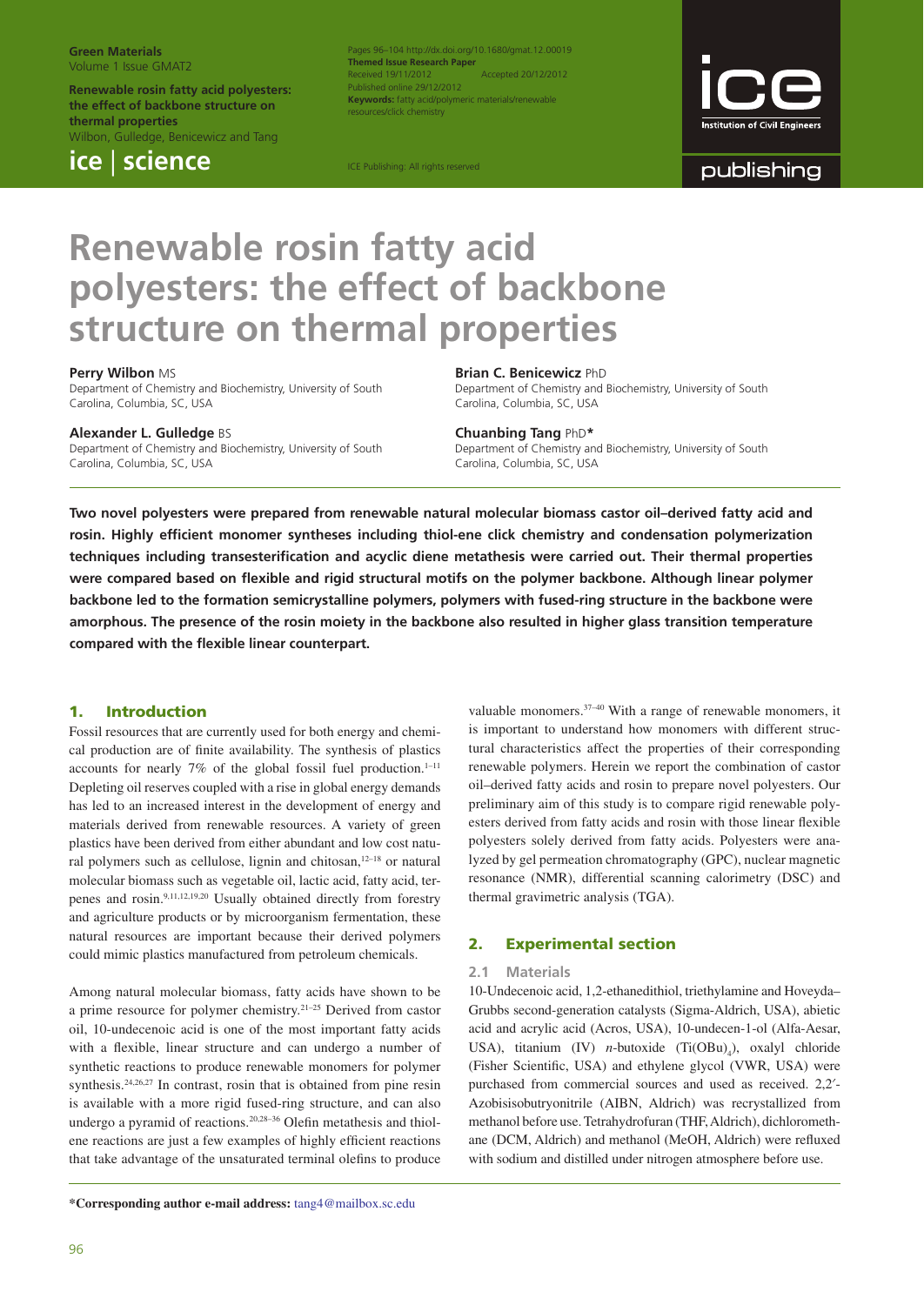# Renewable rosin fatty acid polyesters: the effect of backbone structure on thermal properties

Pages 96–104 http://dx.doi.org/10.1680/gmat.12.00019
**Themed Issue Research Paper**
Received 19/11/2012 Accepted 20/12/2012
Published online 29/12/2012
**Keywords:** fatty acid/polymeric materials/renewable resources/click chemistry

ICE Publishing: All rights reserved

**Perry Wilbon** MS
Department of Chemistry and Biochemistry, University of South Carolina, Columbia, SC, USA

**Alexander L. Gulledge** BS
Department of Chemistry and Biochemistry, University of South Carolina, Columbia, SC, USA

**Brian C. Benicewicz** PhD
Department of Chemistry and Biochemistry, University of South Carolina, Columbia, SC, USA

**Chuanbing Tang** PhD*
Department of Chemistry and Biochemistry, University of South Carolina, Columbia, SC, USA

**Two novel polyesters were prepared from renewable natural molecular biomass castor oil–derived fatty acid and rosin. Highly efficient monomer syntheses including thiol-ene click chemistry and condensation polymerization techniques including transesterification and acyclic diene metathesis were carried out. Their thermal properties were compared based on flexible and rigid structural motifs on the polymer backbone. Although linear polymer backbone led to the formation semicrystalline polymers, polymers with fused-ring structure in the backbone were amorphous. The presence of the rosin moiety in the backbone also resulted in higher glass transition temperature compared with the flexible linear counterpart.**

## 1. Introduction

Fossil resources that are currently used for both energy and chemical production are of finite availability. The synthesis of plastics accounts for nearly 7% of the global fossil fuel production.[1–11] Depleting oil reserves coupled with a rise in global energy demands has led to an increased interest in the development of energy and materials derived from renewable resources. A variety of green plastics have been derived from either abundant and low cost natural polymers such as cellulose, lignin and chitosan,[12–18] or natural molecular biomass such as vegetable oil, lactic acid, fatty acid, terpenes and rosin.[9,11,12,19,20] Usually obtained directly from forestry and agriculture products or by microorganism fermentation, these natural resources are important because their derived polymers could mimic plastics manufactured from petroleum chemicals.

Among natural molecular biomass, fatty acids have shown to be a prime resource for polymer chemistry.[21–25] Derived from castor oil, 10-undecenoic acid is one of the most important fatty acids with a flexible, linear structure and can undergo a number of synthetic reactions to produce renewable monomers for polymer synthesis.[24,26,27] In contrast, rosin that is obtained from pine resin is available with a more rigid fused-ring structure, and can also undergo a pyramid of reactions.[20,28–36] Olefin metathesis and thiol-ene reactions are just a few examples of highly efficient reactions that take advantage of the unsaturated terminal olefins to produce valuable monomers.[37–40] With a range of renewable monomers, it is important to understand how monomers with different structural characteristics affect the properties of their corresponding renewable polymers. Herein we report the combination of castor oil–derived fatty acids and rosin to prepare novel polyesters. Our preliminary aim of this study is to compare rigid renewable polyesters derived from fatty acids and rosin with those linear flexible polyesters solely derived from fatty acids. Polyesters were analyzed by gel permeation chromatography (GPC), nuclear magnetic resonance (NMR), differential scanning calorimetry (DSC) and thermal gravimetric analysis (TGA).

## 2. Experimental section

### 2.1 Materials

10-Undecenoic acid, 1,2-ethanedithiol, triethylamine and Hoveyda–Grubbs second-generation catalysts (Sigma-Aldrich, USA), abietic acid and acrylic acid (Acros, USA), 10-undecen-1-ol (Alfa-Aesar, USA), titanium (IV) *n*-butoxide ($Ti(OBu)_4$), oxalyl chloride (Fisher Scientific, USA) and ethylene glycol (VWR, USA) were purchased from commercial sources and used as received. 2,2′-Azobisisobutyronitrile (AIBN, Aldrich) was recrystallized from methanol before use. Tetrahydrofuran (THF, Aldrich), dichloromethane (DCM, Aldrich) and methanol (MeOH, Aldrich) were refluxed with sodium and distilled under nitrogen atmosphere before use.

*Corresponding author e-mail address: tang4@mailbox.sc.edu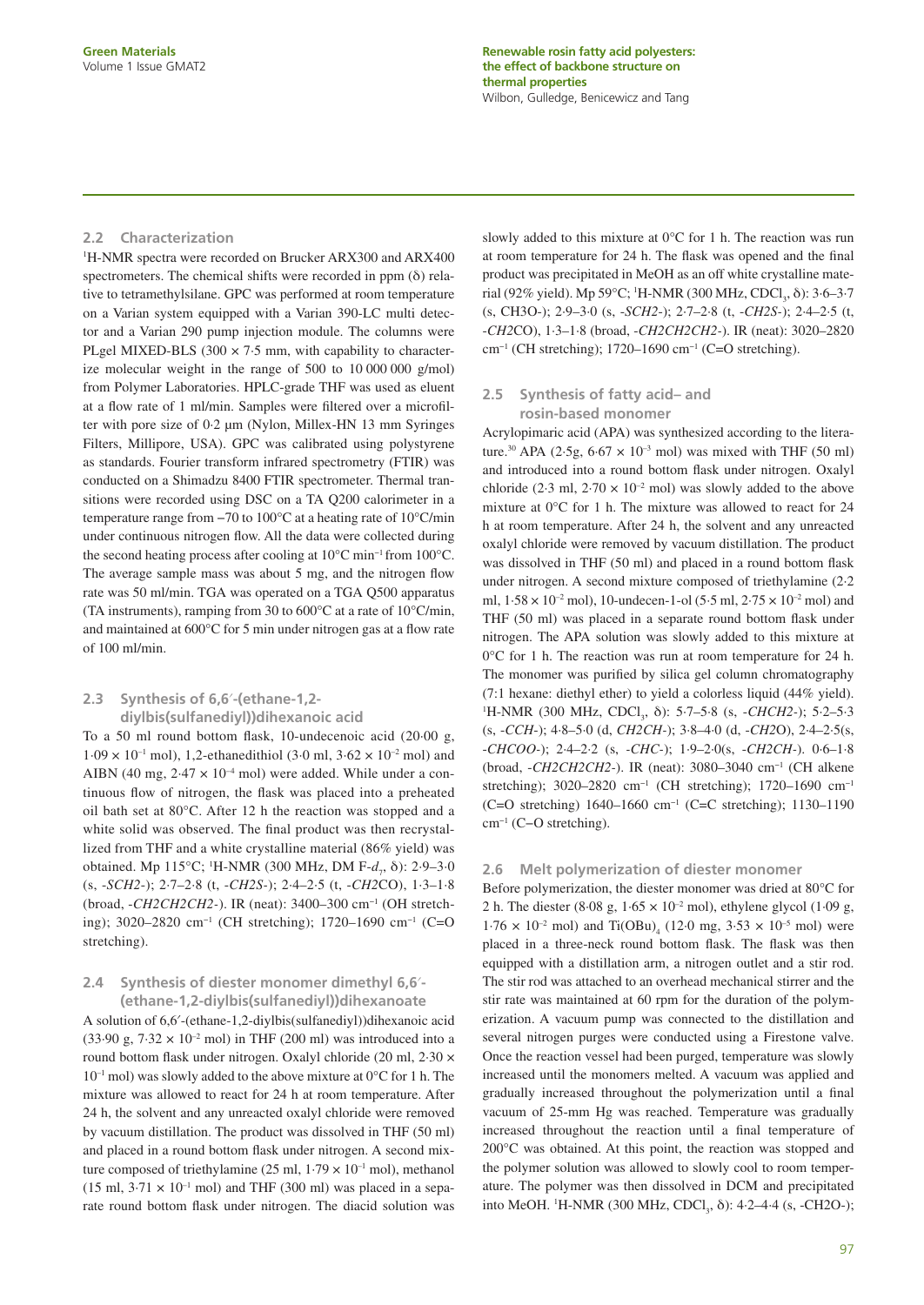## 2.2 Characterization

$^1$H-NMR spectra were recorded on Brucker ARX300 and ARX400 spectrometers. The chemical shifts were recorded in ppm (δ) relative to tetramethylsilane. GPC was performed at room temperature on a Varian system equipped with a Varian 390-LC multi detector and a Varian 290 pump injection module. The columns were PLgel MIXED-BLS (300 × 7·5 mm, with capability to characterize molecular weight in the range of 500 to 10 000 000 g/mol) from Polymer Laboratories. HPLC-grade THF was used as eluent at a flow rate of 1 ml/min. Samples were filtered over a microfilter with pore size of 0·2 µm (Nylon, Millex-HN 13 mm Syringes Filters, Millipore, USA). GPC was calibrated using polystyrene as standards. Fourier transform infrared spectrometry (FTIR) was conducted on a Shimadzu 8400 FTIR spectrometer. Thermal transitions were recorded using DSC on a TA Q200 calorimeter in a temperature range from −70 to 100°C at a heating rate of 10°C/min under continuous nitrogen flow. All the data were collected during the second heating process after cooling at 10°C min$^{-1}$ from 100°C. The average sample mass was about 5 mg, and the nitrogen flow rate was 50 ml/min. TGA was operated on a TGA Q500 apparatus (TA instruments), ramping from 30 to 600°C at a rate of 10°C/min, and maintained at 600°C for 5 min under nitrogen gas at a flow rate of 100 ml/min.

## 2.3 Synthesis of 6,6′-(ethane-1,2-diylbis(sulfanediyl))dihexanoic acid

To a 50 ml round bottom flask, 10-undecenoic acid (20·00 g, $1·09 \times 10^{-1}$ mol), 1,2-ethanedithiol (3·0 ml, $3·62 \times 10^{-2}$ mol) and AIBN (40 mg, $2·47 \times 10^{-4}$ mol) were added. While under a continuous flow of nitrogen, the flask was placed into a preheated oil bath set at 80°C. After 12 h the reaction was stopped and a white solid was observed. The final product was then recrystallized from THF and a white crystalline material (86% yield) was obtained. Mp 115°C; $^1$H-NMR (300 MHz, DM F-$d_7$, δ): 2·9–3·0 (s, -*SCH2*-); 2·7–2·8 (t, -*CH2S*-); 2·4–2·5 (t, -*CH2*CO), 1·3–1·8 (broad, -*CH2CH2CH2*-). IR (neat): 3400–300 cm$^{-1}$ (OH stretching); 3020–2820 cm$^{-1}$ (CH stretching); 1720–1690 cm$^{-1}$ (C=O stretching).

## 2.4 Synthesis of diester monomer dimethyl 6,6′-(ethane-1,2-diylbis(sulfanediyl))dihexanoate

A solution of 6,6′-(ethane-1,2-diylbis(sulfanediyl))dihexanoic acid (33·90 g, $7·32 \times 10^{-2}$ mol) in THF (200 ml) was introduced into a round bottom flask under nitrogen. Oxalyl chloride (20 ml, $2·30 \times 10^{-1}$ mol) was slowly added to the above mixture at 0°C for 1 h. The mixture was allowed to react for 24 h at room temperature. After 24 h, the solvent and any unreacted oxalyl chloride were removed by vacuum distillation. The product was dissolved in THF (50 ml) and placed in a round bottom flask under nitrogen. A second mixture composed of triethylamine (25 ml, $1·79 \times 10^{-1}$ mol), methanol (15 ml, $3·71 \times 10^{-1}$ mol) and THF (300 ml) was placed in a separate round bottom flask under nitrogen. The diacid solution was slowly added to this mixture at 0°C for 1 h. The reaction was run at room temperature for 24 h. The flask was opened and the final product was precipitated in MeOH as an off white crystalline material (92% yield). Mp 59°C; $^1$H-NMR (300 MHz, $CDCl_3$, δ): 3·6–3·7 (s, CH3O-); 2·9–3·0 (s, -*SCH2*-); 2·7–2·8 (t, -*CH2S*-); 2·4–2·5 (t, -*CH2*CO), 1·3–1·8 (broad, -*CH2CH2CH2*-). IR (neat): 3020–2820 cm$^{-1}$ (CH stretching); 1720–1690 cm$^{-1}$ (C=O stretching).

## 2.5 Synthesis of fatty acid– and rosin-based monomer

Acrylopimaric acid (APA) was synthesized according to the literature.[30] APA (2·5g, $6·67 \times 10^{-3}$ mol) was mixed with THF (50 ml) and introduced into a round bottom flask under nitrogen. Oxalyl chloride (2·3 ml, $2·70 \times 10^{-2}$ mol) was slowly added to the above mixture at 0°C for 1 h. The mixture was allowed to react for 24 h at room temperature. After 24 h, the solvent and any unreacted oxalyl chloride were removed by vacuum distillation. The product was dissolved in THF (50 ml) and placed in a round bottom flask under nitrogen. A second mixture composed of triethylamine (2·2 ml, $1·58 \times 10^{-2}$ mol), 10-undecen-1-ol (5·5 ml, $2·75 \times 10^{-2}$ mol) and THF (50 ml) was placed in a separate round bottom flask under nitrogen. The APA solution was slowly added to this mixture at 0°C for 1 h. The reaction was run at room temperature for 24 h. The monomer was purified by silica gel column chromatography (7:1 hexane: diethyl ether) to yield a colorless liquid (44% yield). $^1$H-NMR (300 MHz, $CDCl_3$, δ): 5·7–5·8 (s, -*CHCH2*-); 5·2–5·3 (s, -*CCH*-); 4·8–5·0 (d, *CH2CH*-); 3·8–4·0 (d, -*CH2*O), 2·4–2·5(s, -*CHCOO*-); 2·4–2·2 (s, -*CHC*-); 1·9–2·0(s, -*CH2CH*-). 0·6–1·8 (broad, -*CH2CH2CH2*-). IR (neat): 3080–3040 cm$^{-1}$ (CH alkene stretching); 3020–2820 cm$^{-1}$ (CH stretching); 1720–1690 cm$^{-1}$ (C=O stretching) 1640–1660 cm$^{-1}$ (C=C stretching); 1130–1190 cm$^{-1}$ (C–O stretching).

## 2.6 Melt polymerization of diester monomer

Before polymerization, the diester monomer was dried at 80°C for 2 h. The diester (8·08 g, $1·65 \times 10^{-2}$ mol), ethylene glycol (1·09 g, $1·76 \times 10^{-2}$ mol) and $Ti(OBu)_4$ (12·0 mg, $3·53 \times 10^{-5}$ mol) were placed in a three-neck round bottom flask. The flask was then equipped with a distillation arm, a nitrogen outlet and a stir rod. The stir rod was attached to an overhead mechanical stirrer and the stir rate was maintained at 60 rpm for the duration of the polymerization. A vacuum pump was connected to the distillation and several nitrogen purges were conducted using a Firestone valve. Once the reaction vessel had been purged, temperature was slowly increased until the monomers melted. A vacuum was applied and gradually increased throughout the polymerization until a final vacuum of 25-mm Hg was reached. Temperature was gradually increased throughout the reaction until a final temperature of 200°C was obtained. At this point, the reaction was stopped and the polymer solution was allowed to slowly cool to room temperature. The polymer was then dissolved in DCM and precipitated into MeOH. $^1$H-NMR (300 MHz, $CDCl_3$, δ): 4·2–4·4 (s, -CH2O-);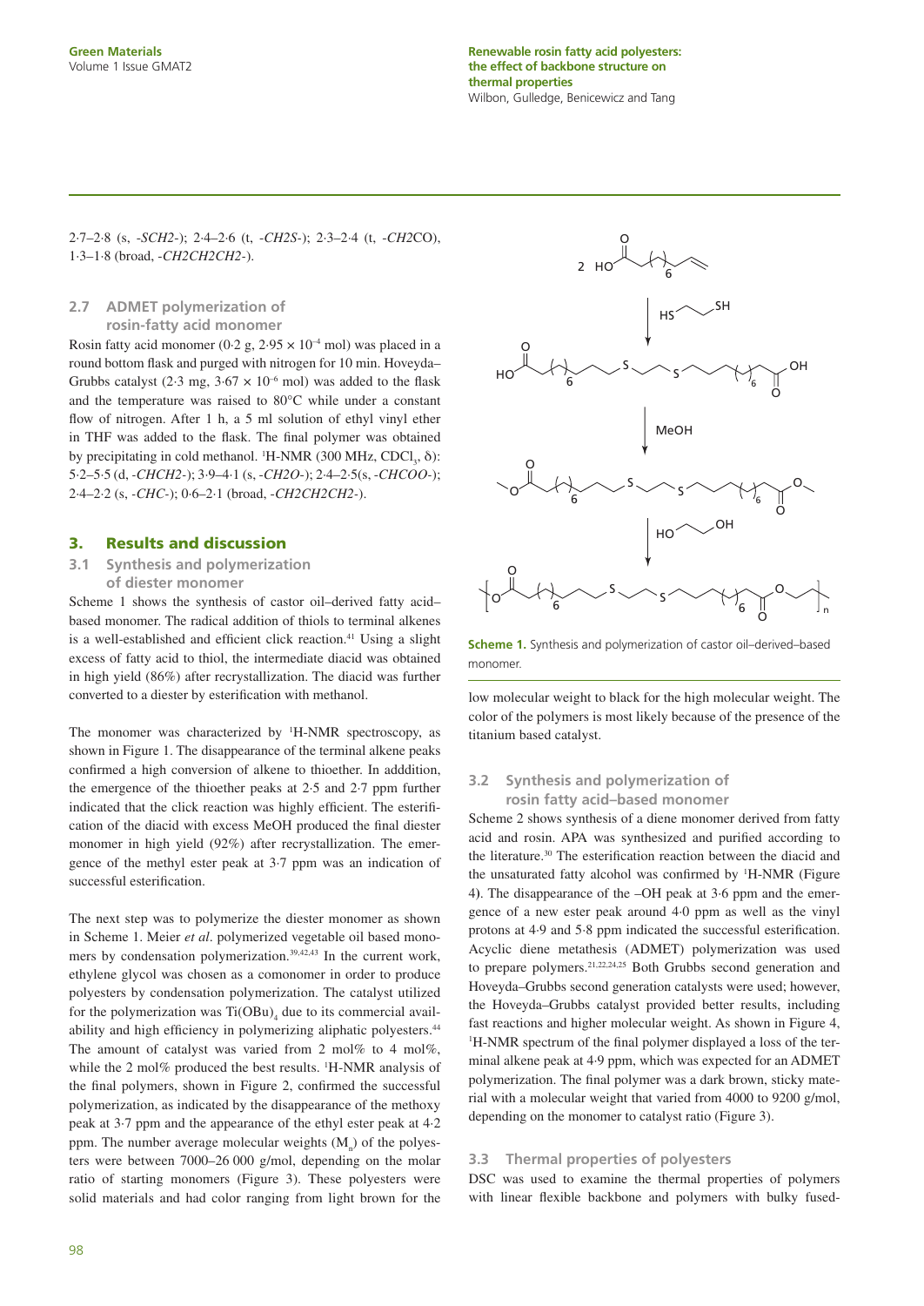2·7–2·8 (s, -*SCH2*-); 2·4–2·6 (t, -*CH2S*-); 2·3–2·4 (t, -*CH2*CO), 1·3–1·8 (broad, -*CH2CH2CH2*-).

### 2.7 ADMET polymerization of rosin-fatty acid monomer

Rosin fatty acid monomer (0·2 g, $2{\cdot}95 \times 10^{-4}$ mol) was placed in a round bottom flask and purged with nitrogen for 10 min. Hoveyda–Grubbs catalyst (2·3 mg, $3{\cdot}67 \times 10^{-6}$ mol) was added to the flask and the temperature was raised to 80°C while under a constant flow of nitrogen. After 1 h, a 5 ml solution of ethyl vinyl ether in THF was added to the flask. The final polymer was obtained by precipitating in cold methanol. $^1$H-NMR (300 MHz, $CDCl_3$, δ): 5·2–5·5 (d, -*CHCH2*-); 3·9–4·1 (s, -*CH2O*-); 2·4–2·5(s, -*CHCOO*-); 2·4–2·2 (s, -*CHC*-); 0·6–2·1 (broad, -*CH2CH2CH2*-).

## 3. Results and discussion

### 3.1 Synthesis and polymerization of diester monomer

Scheme 1 shows the synthesis of castor oil–derived fatty acid–based monomer. The radical addition of thiols to terminal alkenes is a well-established and efficient click reaction.[41] Using a slight excess of fatty acid to thiol, the intermediate diacid was obtained in high yield (86%) after recrystallization. The diacid was further converted to a diester by esterification with methanol.

The monomer was characterized by $^1$H-NMR spectroscopy, as shown in Figure 1. The disappearance of the terminal alkene peaks confirmed a high conversion of alkene to thioether. In adddition, the emergence of the thioether peaks at 2·5 and 2·7 ppm further indicated that the click reaction was highly efficient. The esterification of the diacid with excess MeOH produced the final diester monomer in high yield (92%) after recrystallization. The emergence of the methyl ester peak at 3·7 ppm was an indication of successful esterification.

The next step was to polymerize the diester monomer as shown in Scheme 1. Meier *et al*. polymerized vegetable oil based monomers by condensation polymerization.[39,42,43] In the current work, ethylene glycol was chosen as a comonomer in order to produce polyesters by condensation polymerization. The catalyst utilized for the polymerization was $Ti(OBu)_4$ due to its commercial availability and high efficiency in polymerizing aliphatic polyesters.[44] The amount of catalyst was varied from 2 mol% to 4 mol%, while the 2 mol% produced the best results. $^1$H-NMR analysis of the final polymers, shown in Figure 2, confirmed the successful polymerization, as indicated by the disappearance of the methoxy peak at 3·7 ppm and the appearance of the ethyl ester peak at 4·2 ppm. The number average molecular weights ($M_n$) of the polyesters were between 7000–26 000 g/mol, depending on the molar ratio of starting monomers (Figure 3). These polyesters were solid materials and had color ranging from light brown for the low molecular weight to black for the high molecular weight. The color of the polymers is most likely because of the presence of the titanium based catalyst.

**Scheme 1.** Synthesis and polymerization of castor oil–derived–based monomer.

### 3.2 Synthesis and polymerization of rosin fatty acid–based monomer

Scheme 2 shows synthesis of a diene monomer derived from fatty acid and rosin. APA was synthesized and purified according to the literature.[30] The esterification reaction between the diacid and the unsaturated fatty alcohol was confirmed by $^1$H-NMR (Figure 4). The disappearance of the –OH peak at 3·6 ppm and the emergence of a new ester peak around 4·0 ppm as well as the vinyl protons at 4·9 and 5·8 ppm indicated the successful esterification. Acyclic diene metathesis (ADMET) polymerization was used to prepare polymers.[21,22,24,25] Both Grubbs second generation and Hoveyda–Grubbs second generation catalysts were used; however, the Hoveyda–Grubbs catalyst provided better results, including fast reactions and higher molecular weight. As shown in Figure 4, $^1$H-NMR spectrum of the final polymer displayed a loss of the terminal alkene peak at 4·9 ppm, which was expected for an ADMET polymerization. The final polymer was a dark brown, sticky material with a molecular weight that varied from 4000 to 9200 g/mol, depending on the monomer to catalyst ratio (Figure 3).

### 3.3 Thermal properties of polyesters

DSC was used to examine the thermal properties of polymers with linear flexible backbone and polymers with bulky fused-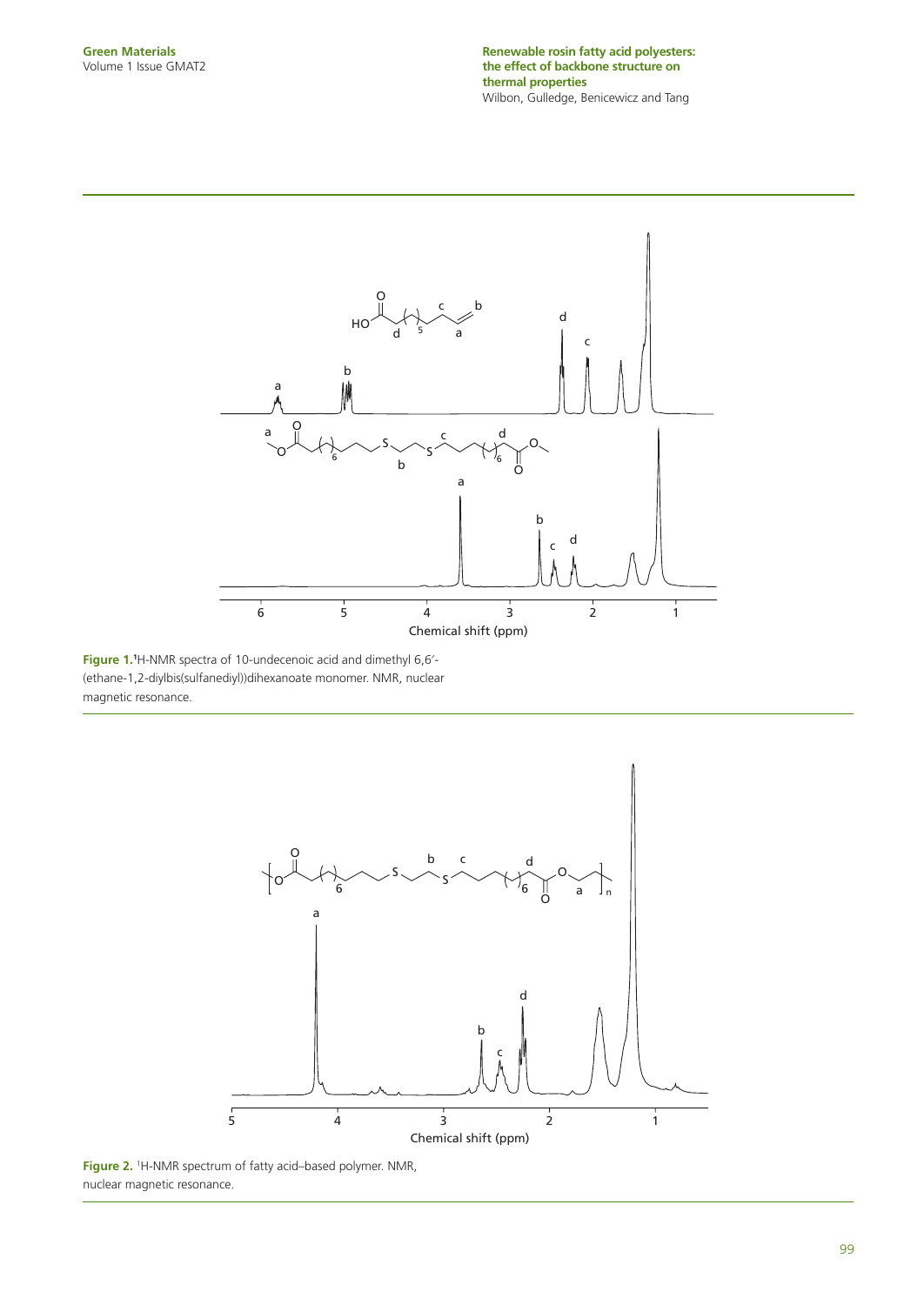**Figure 1.** [1]H-NMR spectra of 10-undecenoic acid and dimethyl 6,6′-(ethane-1,2-diylbis(sulfanediyl))dihexanoate monomer. NMR, nuclear magnetic resonance.

**Figure 2.** [1]H-NMR spectrum of fatty acid–based polymer. NMR, nuclear magnetic resonance.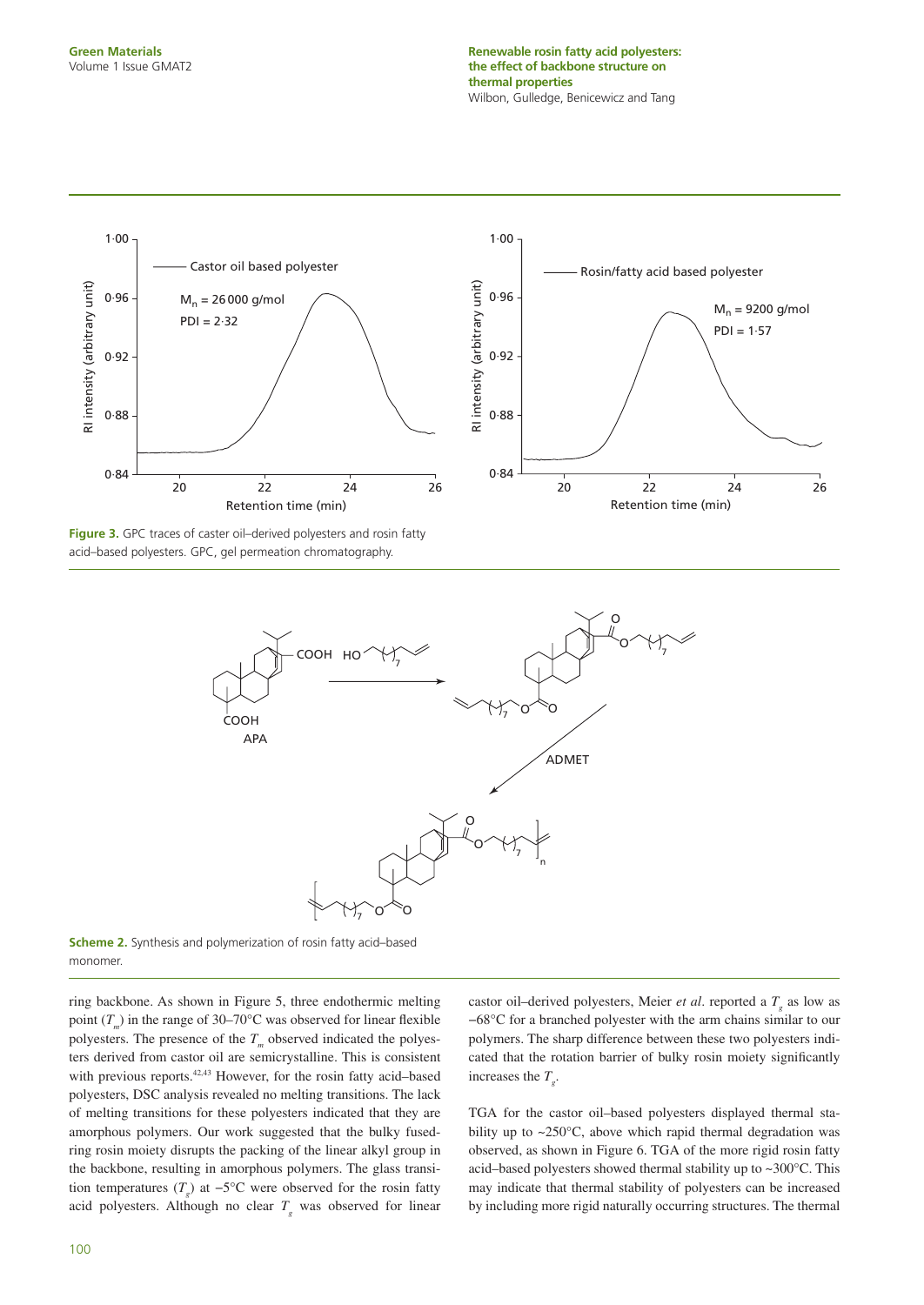Figure 3. GPC traces of caster oil–derived polyesters and rosin fatty acid–based polyesters. GPC, gel permeation chromatography.

Scheme 2. Synthesis and polymerization of rosin fatty acid–based monomer.

ring backbone. As shown in Figure 5, three endothermic melting point ($T_m$) in the range of 30–70°C was observed for linear flexible polyesters. The presence of the $T_m$ observed indicated the polyesters derived from castor oil are semicrystalline. This is consistent with previous reports.[42,43] However, for the rosin fatty acid–based polyesters, DSC analysis revealed no melting transitions. The lack of melting transitions for these polyesters indicated that they are amorphous polymers. Our work suggested that the bulky fused-ring rosin moiety disrupts the packing of the linear alkyl group in the backbone, resulting in amorphous polymers. The glass transition temperatures ($T_g$) at −5°C were observed for the rosin fatty acid polyesters. Although no clear $T_g$ was observed for linear castor oil–derived polyesters, Meier *et al*. reported a $T_g$ as low as −68°C for a branched polyester with the arm chains similar to our polymers. The sharp difference between these two polyesters indicated that the rotation barrier of bulky rosin moiety significantly increases the $T_g$.

TGA for the castor oil–based polyesters displayed thermal stability up to ~250°C, above which rapid thermal degradation was observed, as shown in Figure 6. TGA of the more rigid rosin fatty acid–based polyesters showed thermal stability up to ~300°C. This may indicate that thermal stability of polyesters can be increased by including more rigid naturally occurring structures. The thermal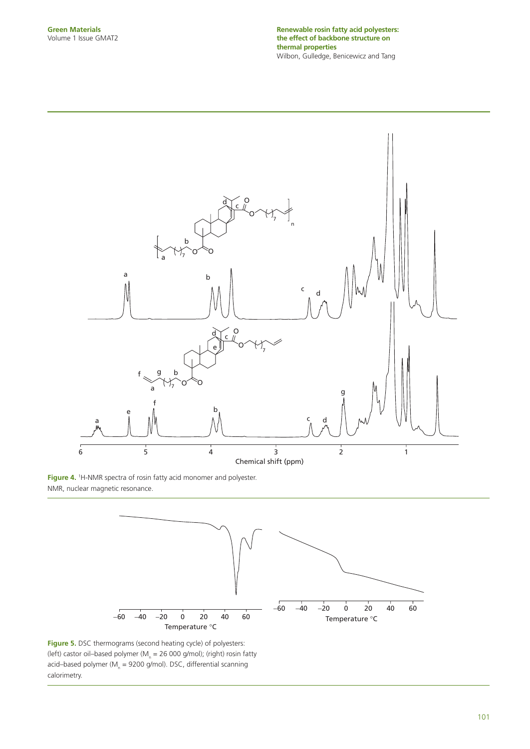**Figure 4.** [1]H-NMR spectra of rosin fatty acid monomer and polyester. NMR, nuclear magnetic resonance.

**Figure 5.** DSC thermograms (second heating cycle) of polyesters: (left) castor oil–based polymer ($M_n$ = 26 000 g/mol); (right) rosin fatty acid–based polymer ($M_n$ = 9200 g/mol). DSC, differential scanning calorimetry.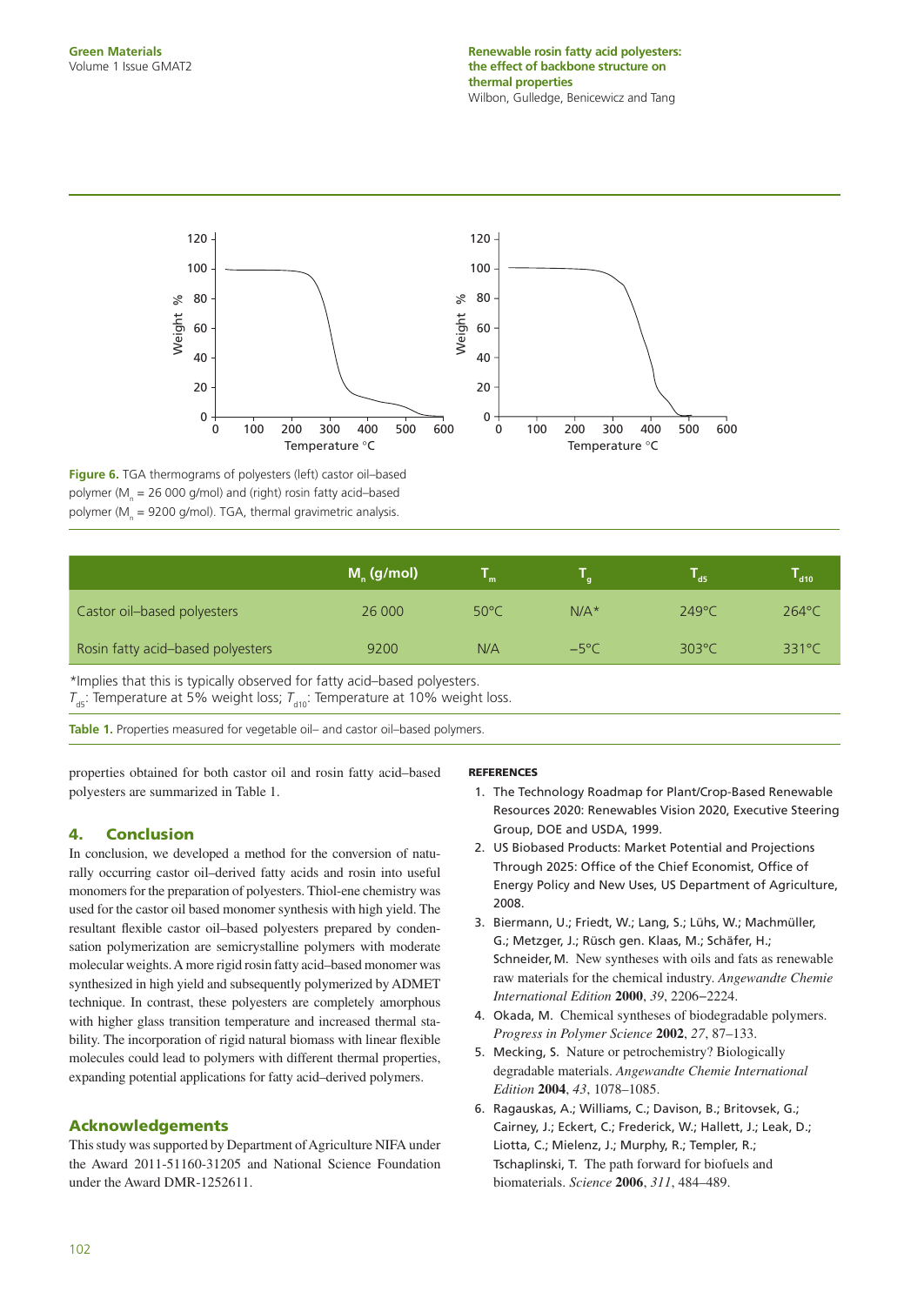Figure 6. TGA thermograms of polyesters (left) castor oil–based polymer ($M_n$ = 26 000 g/mol) and (right) rosin fatty acid–based polymer ($M_n$ = 9200 g/mol). TGA, thermal gravimetric analysis.

| | $M_n$ (g/mol) | $T_m$ | $T_g$ | $T_{d5}$ | $T_{d10}$ |
|---|---|---|---|---|---|
| Castor oil–based polyesters | 26 000 | 50°C | N/A* | 249°C | 264°C |
| Rosin fatty acid–based polyesters | 9200 | N/A | −5°C | 303°C | 331°C |

*Implies that this is typically observed for fatty acid–based polyesters.
$T_{d5}$: Temperature at 5% weight loss; $T_{d10}$: Temperature at 10% weight loss.

Table 1. Properties measured for vegetable oil– and castor oil–based polymers.

properties obtained for both castor oil and rosin fatty acid–based polyesters are summarized in Table 1.

## 4. Conclusion

In conclusion, we developed a method for the conversion of naturally occurring castor oil–derived fatty acids and rosin into useful monomers for the preparation of polyesters. Thiol-ene chemistry was used for the castor oil based monomer synthesis with high yield. The resultant flexible castor oil–based polyesters prepared by condensation polymerization are semicrystalline polymers with moderate molecular weights. A more rigid rosin fatty acid–based monomer was synthesized in high yield and subsequently polymerized by ADMET technique. In contrast, these polyesters are completely amorphous with higher glass transition temperature and increased thermal stability. The incorporation of rigid natural biomass with linear flexible molecules could lead to polymers with different thermal properties, expanding potential applications for fatty acid–derived polymers.

## Acknowledgements

This study was supported by Department of Agriculture NIFA under the Award 2011-51160-31205 and National Science Foundation under the Award DMR-1252611.

## REFERENCES

1. The Technology Roadmap for Plant/Crop-Based Renewable Resources 2020: Renewables Vision 2020, Executive Steering Group, DOE and USDA, 1999.
2. US Biobased Products: Market Potential and Projections Through 2025: Office of the Chief Economist, Office of Energy Policy and New Uses, US Department of Agriculture, 2008.
3. Biermann, U.; Friedt, W.; Lang, S.; Lühs, W.; Machmüller, G.; Metzger, J.; Rüsch gen. Klaas, M.; Schäfer, H.; Schneider, M. New syntheses with oils and fats as renewable raw materials for the chemical industry. *Angewandte Chemie International Edition* **2000**, *39*, 2206–2224.
4. Okada, M. Chemical syntheses of biodegradable polymers. *Progress in Polymer Science* **2002**, *27*, 87–133.
5. Mecking, S. Nature or petrochemistry? Biologically degradable materials. *Angewandte Chemie International Edition* **2004**, *43*, 1078–1085.
6. Ragauskas, A.; Williams, C.; Davison, B.; Britovsek, G.; Cairney, J.; Eckert, C.; Frederick, W.; Hallett, J.; Leak, D.; Liotta, C.; Mielenz, J.; Murphy, R.; Templer, R.; Tschaplinski, T. The path forward for biofuels and biomaterials. *Science* **2006**, *311*, 484–489.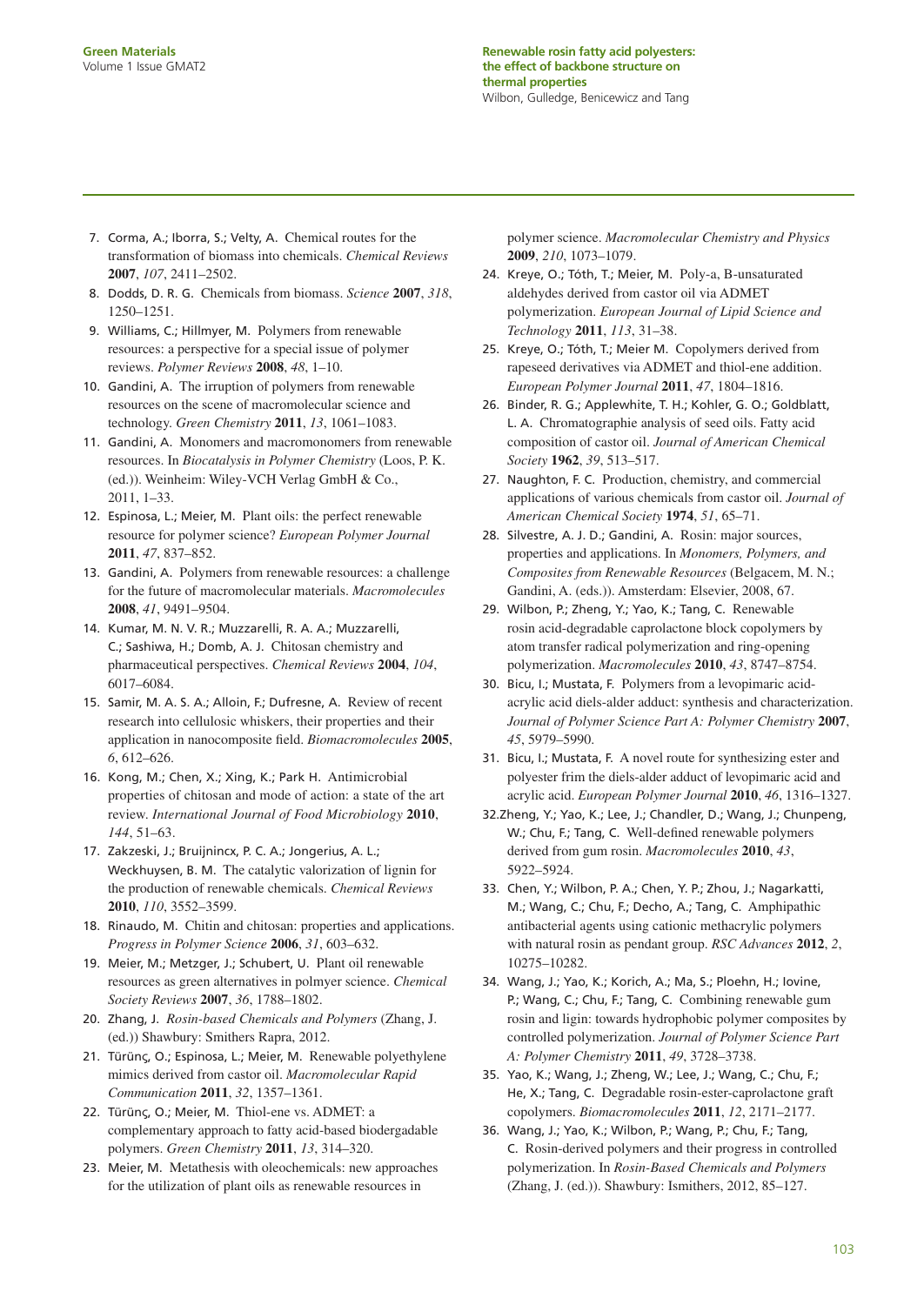7. Corma, A.; Iborra, S.; Velty, A. Chemical routes for the transformation of biomass into chemicals. *Chemical Reviews* **2007**, *107*, 2411–2502.
8. Dodds, D. R. G. Chemicals from biomass. *Science* **2007**, *318*, 1250–1251.
9. Williams, C.; Hillmyer, M. Polymers from renewable resources: a perspective for a special issue of polymer reviews. *Polymer Reviews* **2008**, *48*, 1–10.
10. Gandini, A. The irruption of polymers from renewable resources on the scene of macromolecular science and technology. *Green Chemistry* **2011**, *13*, 1061–1083.
11. Gandini, A. Monomers and macromonomers from renewable resources. In *Biocatalysis in Polymer Chemistry* (Loos, P. K. (ed.)). Weinheim: Wiley-VCH Verlag GmbH & Co., 2011, 1–33.
12. Espinosa, L.; Meier, M. Plant oils: the perfect renewable resource for polymer science? *European Polymer Journal* **2011**, *47*, 837–852.
13. Gandini, A. Polymers from renewable resources: a challenge for the future of macromolecular materials. *Macromolecules* **2008**, *41*, 9491–9504.
14. Kumar, M. N. V. R.; Muzzarelli, R. A. A.; Muzzarelli, C.; Sashiwa, H.; Domb, A. J. Chitosan chemistry and pharmaceutical perspectives. *Chemical Reviews* **2004**, *104*, 6017–6084.
15. Samir, M. A. S. A.; Alloin, F.; Dufresne, A. Review of recent research into cellulosic whiskers, their properties and their application in nanocomposite field. *Biomacromolecules* **2005**, *6*, 612–626.
16. Kong, M.; Chen, X.; Xing, K.; Park H. Antimicrobial properties of chitosan and mode of action: a state of the art review. *International Journal of Food Microbiology* **2010**, *144*, 51–63.
17. Zakzeski, J.; Bruijnincx, P. C. A.; Jongerius, A. L.; Weckhuysen, B. M. The catalytic valorization of lignin for the production of renewable chemicals. *Chemical Reviews* **2010**, *110*, 3552–3599.
18. Rinaudo, M. Chitin and chitosan: properties and applications. *Progress in Polymer Science* **2006**, *31*, 603–632.
19. Meier, M.; Metzger, J.; Schubert, U. Plant oil renewable resources as green alternatives in polmyer science. *Chemical Society Reviews* **2007**, *36*, 1788–1802.
20. Zhang, J. *Rosin-based Chemicals and Polymers* (Zhang, J. (ed.)) Shawbury: Smithers Rapra, 2012.
21. Türünç, O.; Espinosa, L.; Meier, M. Renewable polyethylene mimics derived from castor oil. *Macromolecular Rapid Communication* **2011**, *32*, 1357–1361.
22. Türünç, O.; Meier, M. Thiol-ene vs. ADMET: a complementary approach to fatty acid-based biodergadable polymers. *Green Chemistry* **2011**, *13*, 314–320.
23. Meier, M. Metathesis with oleochemicals: new approaches for the utilization of plant oils as renewable resources in polymer science. *Macromolecular Chemistry and Physics* **2009**, *210*, 1073–1079.
24. Kreye, O.; Tóth, T.; Meier, M. Poly-a, B-unsaturated aldehydes derived from castor oil via ADMET polymerization. *European Journal of Lipid Science and Technology* **2011**, *113*, 31–38.
25. Kreye, O.; Tóth, T.; Meier M. Copolymers derived from rapeseed derivatives via ADMET and thiol-ene addition. *European Polymer Journal* **2011**, *47*, 1804–1816.
26. Binder, R. G.; Applewhite, T. H.; Kohler, G. O.; Goldblatt, L. A. Chromatographie analysis of seed oils. Fatty acid composition of castor oil. *Journal of American Chemical Society* **1962**, *39*, 513–517.
27. Naughton, F. C. Production, chemistry, and commercial applications of various chemicals from castor oil. *Journal of American Chemical Society* **1974**, *51*, 65–71.
28. Silvestre, A. J. D.; Gandini, A. Rosin: major sources, properties and applications. In *Monomers, Polymers, and Composites from Renewable Resources* (Belgacem, M. N.; Gandini, A. (eds.)). Amsterdam: Elsevier, 2008, 67.
29. Wilbon, P.; Zheng, Y.; Yao, K.; Tang, C. Renewable rosin acid-degradable caprolactone block copolymers by atom transfer radical polymerization and ring-opening polymerization. *Macromolecules* **2010**, *43*, 8747–8754.
30. Bicu, I.; Mustata, F. Polymers from a levopimaric acid-acrylic acid diels-alder adduct: synthesis and characterization. *Journal of Polymer Science Part A: Polymer Chemistry* **2007**, *45*, 5979–5990.
31. Bicu, I.; Mustata, F. A novel route for synthesizing ester and polyester frim the diels-alder adduct of levopimaric acid and acrylic acid. *European Polymer Journal* **2010**, *46*, 1316–1327.
32. Zheng, Y.; Yao, K.; Lee, J.; Chandler, D.; Wang, J.; Chunpeng, W.; Chu, F.; Tang, C. Well-defined renewable polymers derived from gum rosin. *Macromolecules* **2010**, *43*, 5922–5924.
33. Chen, Y.; Wilbon, P. A.; Chen, Y. P.; Zhou, J.; Nagarkatti, M.; Wang, C.; Chu, F.; Decho, A.; Tang, C. Amphipathic antibacterial agents using cationic methacrylic polymers with natural rosin as pendant group. *RSC Advances* **2012**, *2*, 10275–10282.
34. Wang, J.; Yao, K.; Korich, A.; Ma, S.; Ploehn, H.; Iovine, P.; Wang, C.; Chu, F.; Tang, C. Combining renewable gum rosin and ligin: towards hydrophobic polymer composites by controlled polymerization. *Journal of Polymer Science Part A: Polymer Chemistry* **2011**, *49*, 3728–3738.
35. Yao, K.; Wang, J.; Zheng, W.; Lee, J.; Wang, C.; Chu, F.; He, X.; Tang, C. Degradable rosin-ester-caprolactone graft copolymers. *Biomacromolecules* **2011**, *12*, 2171–2177.
36. Wang, J.; Yao, K.; Wilbon, P.; Wang, P.; Chu, F.; Tang, C. Rosin-derived polymers and their progress in controlled polymerization. In *Rosin-Based Chemicals and Polymers* (Zhang, J. (ed.)). Shawbury: Ismithers, 2012, 85–127.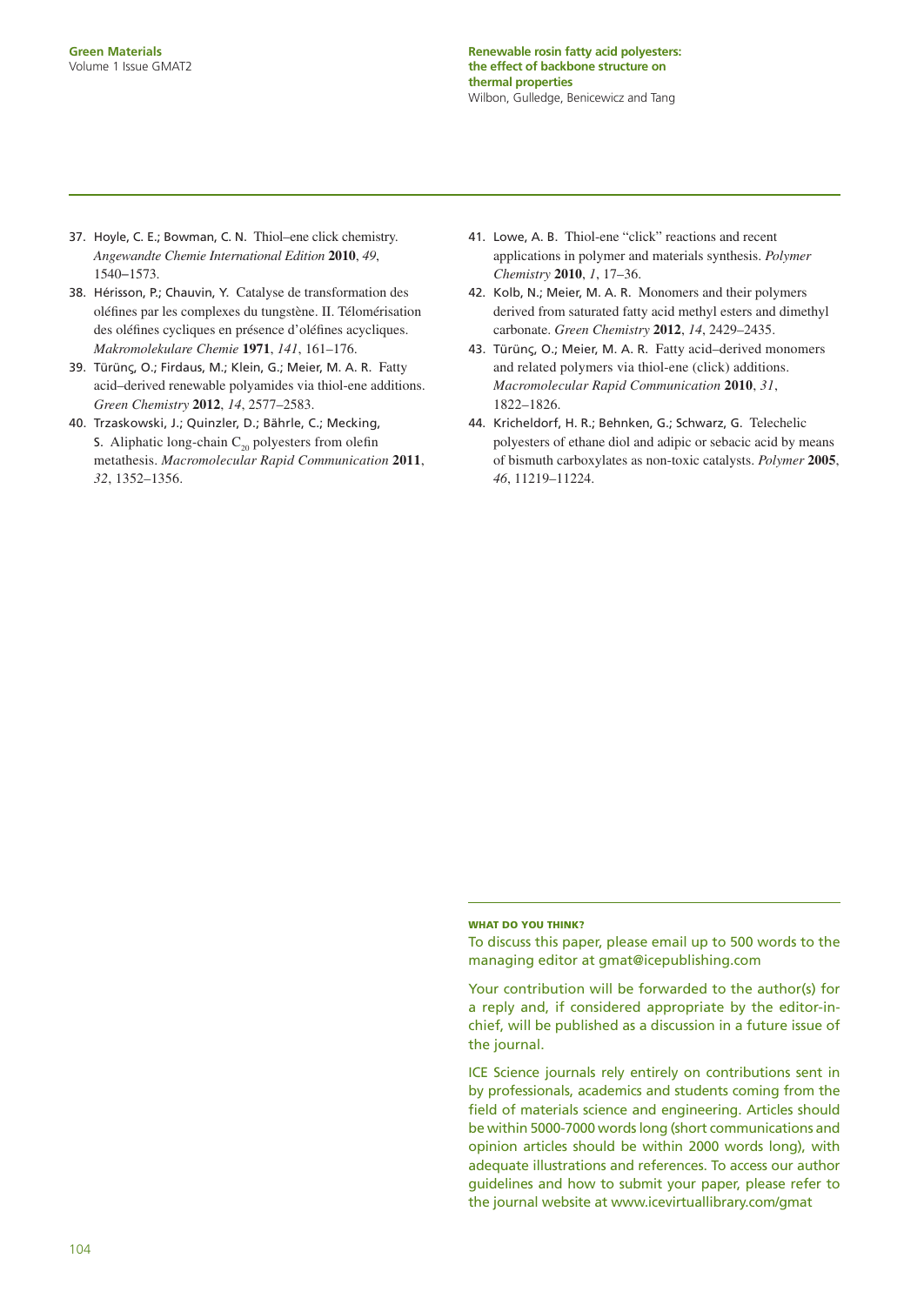37. Hoyle, C. E.; Bowman, C. N. Thiol–ene click chemistry. *Angewandte Chemie International Edition* **2010**, *49*, 1540–1573.
38. Hérisson, P.; Chauvin, Y. Catalyse de transformation des oléfines par les complexes du tungstène. II. Télomérisation des oléfines cycliques en présence d'oléfines acycliques. *Makromolekulare Chemie* **1971**, *141*, 161–176.
39. Türünç, O.; Firdaus, M.; Klein, G.; Meier, M. A. R. Fatty acid–derived renewable polyamides via thiol-ene additions. *Green Chemistry* **2012**, *14*, 2577–2583.
40. Trzaskowski, J.; Quinzler, D.; Bährle, C.; Mecking, S. Aliphatic long-chain $C_{20}$ polyesters from olefin metathesis. *Macromolecular Rapid Communication* **2011**, *32*, 1352–1356.
41. Lowe, A. B. Thiol-ene "click" reactions and recent applications in polymer and materials synthesis. *Polymer Chemistry* **2010**, *1*, 17–36.
42. Kolb, N.; Meier, M. A. R. Monomers and their polymers derived from saturated fatty acid methyl esters and dimethyl carbonate. *Green Chemistry* **2012**, *14*, 2429–2435.
43. Türünç, O.; Meier, M. A. R. Fatty acid–derived monomers and related polymers via thiol-ene (click) additions. *Macromolecular Rapid Communication* **2010**, *31*, 1822–1826.
44. Kricheldorf, H. R.; Behnken, G.; Schwarz, G. Telechelic polyesters of ethane diol and adipic or sebacic acid by means of bismuth carboxylates as non-toxic catalysts. *Polymer* **2005**, *46*, 11219–11224.

**WHAT DO YOU THINK?**

To discuss this paper, please email up to 500 words to the managing editor at gmat@icepublishing.com

Your contribution will be forwarded to the author(s) for a reply and, if considered appropriate by the editor-in-chief, will be published as a discussion in a future issue of the journal.

ICE Science journals rely entirely on contributions sent in by professionals, academics and students coming from the field of materials science and engineering. Articles should be within 5000-7000 words long (short communications and opinion articles should be within 2000 words long), with adequate illustrations and references. To access our author guidelines and how to submit your paper, please refer to the journal website at www.icevirtuallibrary.com/gmat